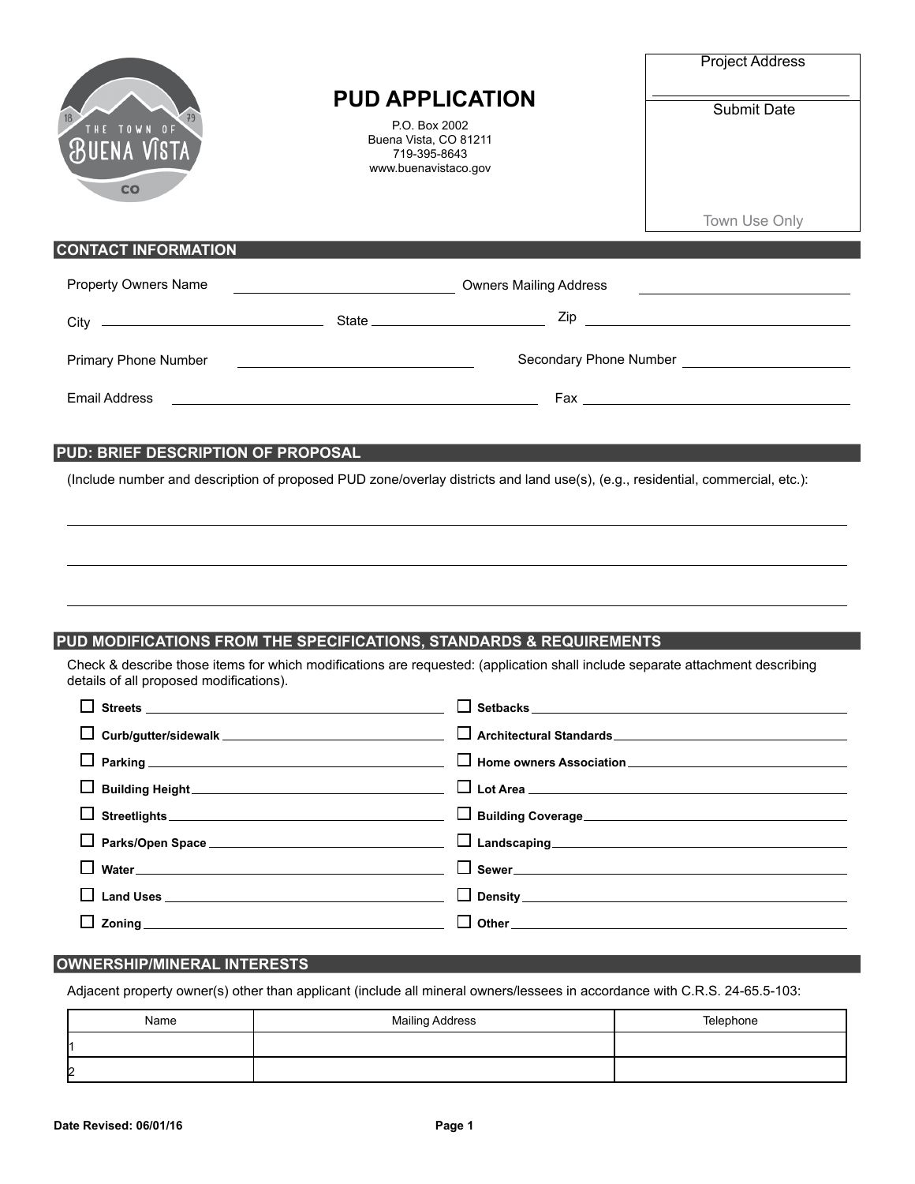THE TOWN OF BUENA VISTA CO

# PUD APPLICATION

P.O. Box 2002
Buena Vista, CO 81211
719-395-8643
www.buenavistaco.gov

| Project Address |
|---|
| |
| Submit Date |
| |
| Town Use Only |

## CONTACT INFORMATION

Property Owners Name ______________________ Owners Mailing Address ______________________

City ______________________ State ______________________ Zip ______________________

Primary Phone Number ______________________ Secondary Phone Number ______________________

Email Address ______________________ Fax ______________________

## PUD: BRIEF DESCRIPTION OF PROPOSAL

(Include number and description of proposed PUD zone/overlay districts and land use(s), (e.g., residential, commercial, etc.):

______________________________________________

______________________________________________

______________________________________________

## PUD MODIFICATIONS FROM THE SPECIFICATIONS, STANDARDS & REQUIREMENTS

Check & describe those items for which modifications are requested: (application shall include separate attachment describing details of all proposed modifications).

- ☐ **Streets** ______________________
- ☐ **Curb/gutter/sidewalk** ______________________
- ☐ **Parking** ______________________
- ☐ **Building Height** ______________________
- ☐ **Streetlights** ______________________
- ☐ **Parks/Open Space** ______________________
- ☐ **Water** ______________________
- ☐ **Land Uses** ______________________
- ☐ **Zoning** ______________________
- ☐ **Setbacks** ______________________
- ☐ **Architectural Standards** ______________________
- ☐ **Home owners Association** ______________________
- ☐ **Lot Area** ______________________
- ☐ **Building Coverage** ______________________
- ☐ **Landscaping** ______________________
- ☐ **Sewer** ______________________
- ☐ **Density** ______________________
- ☐ **Other** ______________________

## OWNERSHIP/MINERAL INTERESTS

Adjacent property owner(s) other than applicant (include all mineral owners/lessees in accordance with C.R.S. 24-65.5-103:

| Name | Mailing Address | Telephone |
|---|---|---|
| 1 | | |
| 2 | | |

Date Revised: 06/01/16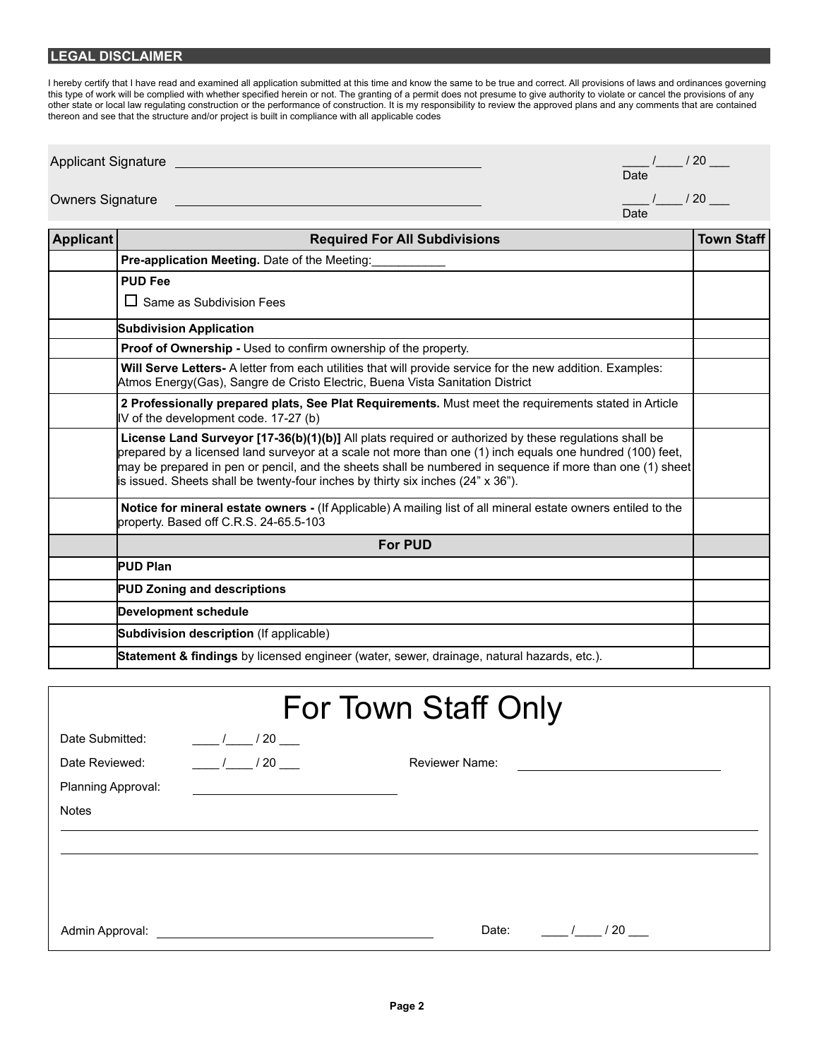## LEGAL DISCLAIMER

I hereby certify that I have read and examined all application submitted at this time and know the same to be true and correct. All provisions of laws and ordinances governing this type of work will be complied with whether specified herein or not. The granting of a permit does not presume to give authority to violate or cancel the provisions of any other state or local law regulating construction or the performance of construction. It is my responsibility to review the approved plans and any comments that are contained thereon and see that the structure and/or project is built in compliance with all applicable codes

Applicant Signature ______________________________ ____ /____ / 20 ___ Date

Owners Signature ______________________________ ____ /____ / 20 ___ Date

| Applicant | Required For All Subdivisions | Town Staff |
|---|---|---|
| | **Pre-application Meeting.** Date of the Meeting:___________ | |
| | **PUD Fee**<br>☐ Same as Subdivision Fees | |
| | **Subdivision Application** | |
| | **Proof of Ownership -** Used to confirm ownership of the property. | |
| | **Will Serve Letters-** A letter from each utilities that will provide service for the new addition. Examples: Atmos Energy(Gas), Sangre de Cristo Electric, Buena Vista Sanitation District | |
| | **2 Professionally prepared plats, See Plat Requirements.** Must meet the requirements stated in Article IV of the development code. 17-27 (b) | |
| | **License Land Surveyor [17-36(b)(1)(b)]** All plats required or authorized by these regulations shall be prepared by a licensed land surveyor at a scale not more than one (1) inch equals one hundred (100) feet, may be prepared in pen or pencil, and the sheets shall be numbered in sequence if more than one (1) sheet is issued. Sheets shall be twenty-four inches by thirty six inches (24" x 36"). | |
| | **Notice for mineral estate owners -** (If Applicable) A mailing list of all mineral estate owners entiled to the property. Based off C.R.S. 24-65.5-103 | |
| | **For PUD** | |
| | **PUD Plan** | |
| | **PUD Zoning and descriptions** | |
| | **Development schedule** | |
| | **Subdivision description** (If applicable) | |
| | **Statement & findings** by licensed engineer (water, sewer, drainage, natural hazards, etc.). | |

# For Town Staff Only

Date Submitted: ____ /____ / 20 ___

Date Reviewed: ____ /____ / 20 ___ Reviewer Name: ______________________________

Planning Approval: ______________________________

Notes

______________________________________________________________________

______________________________________________________________________

Admin Approval: ______________________________ Date: ____ /____ / 20 ___